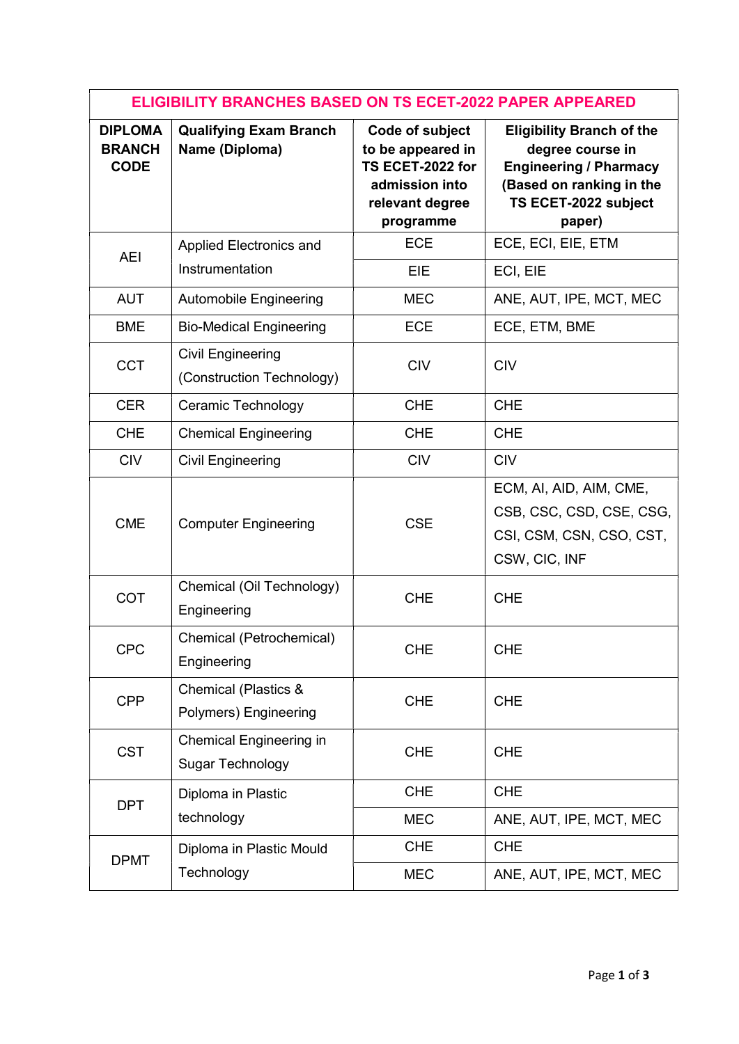| ELIGIBILITY BRANCHES BASED ON TS ECET-2022 PAPER APPEARED | | | |
|---|---|---|---|
| **DIPLOMA BRANCH CODE** | **Qualifying Exam Branch Name (Diploma)** | **Code of subject to be appeared in TS ECET-2022 for admission into relevant degree programme** | **Eligibility Branch of the degree course in Engineering / Pharmacy (Based on ranking in the TS ECET-2022 subject paper)** |
| AEI | Applied Electronics and Instrumentation | ECE | ECE, ECI, EIE, ETM |
| | | EIE | ECI, EIE |
| AUT | Automobile Engineering | MEC | ANE, AUT, IPE, MCT, MEC |
| BME | Bio-Medical Engineering | ECE | ECE, ETM, BME |
| CCT | Civil Engineering (Construction Technology) | CIV | CIV |
| CER | Ceramic Technology | CHE | CHE |
| CHE | Chemical Engineering | CHE | CHE |
| CIV | Civil Engineering | CIV | CIV |
| CME | Computer Engineering | CSE | ECM, AI, AID, AIM, CME, CSB, CSC, CSD, CSE, CSG, CSI, CSM, CSN, CSO, CST, CSW, CIC, INF |
| COT | Chemical (Oil Technology) Engineering | CHE | CHE |
| CPC | Chemical (Petrochemical) Engineering | CHE | CHE |
| CPP | Chemical (Plastics & Polymers) Engineering | CHE | CHE |
| CST | Chemical Engineering in Sugar Technology | CHE | CHE |
| DPT | Diploma in Plastic technology | CHE | CHE |
| | | MEC | ANE, AUT, IPE, MCT, MEC |
| DPMT | Diploma in Plastic Mould Technology | CHE | CHE |
| | | MEC | ANE, AUT, IPE, MCT, MEC |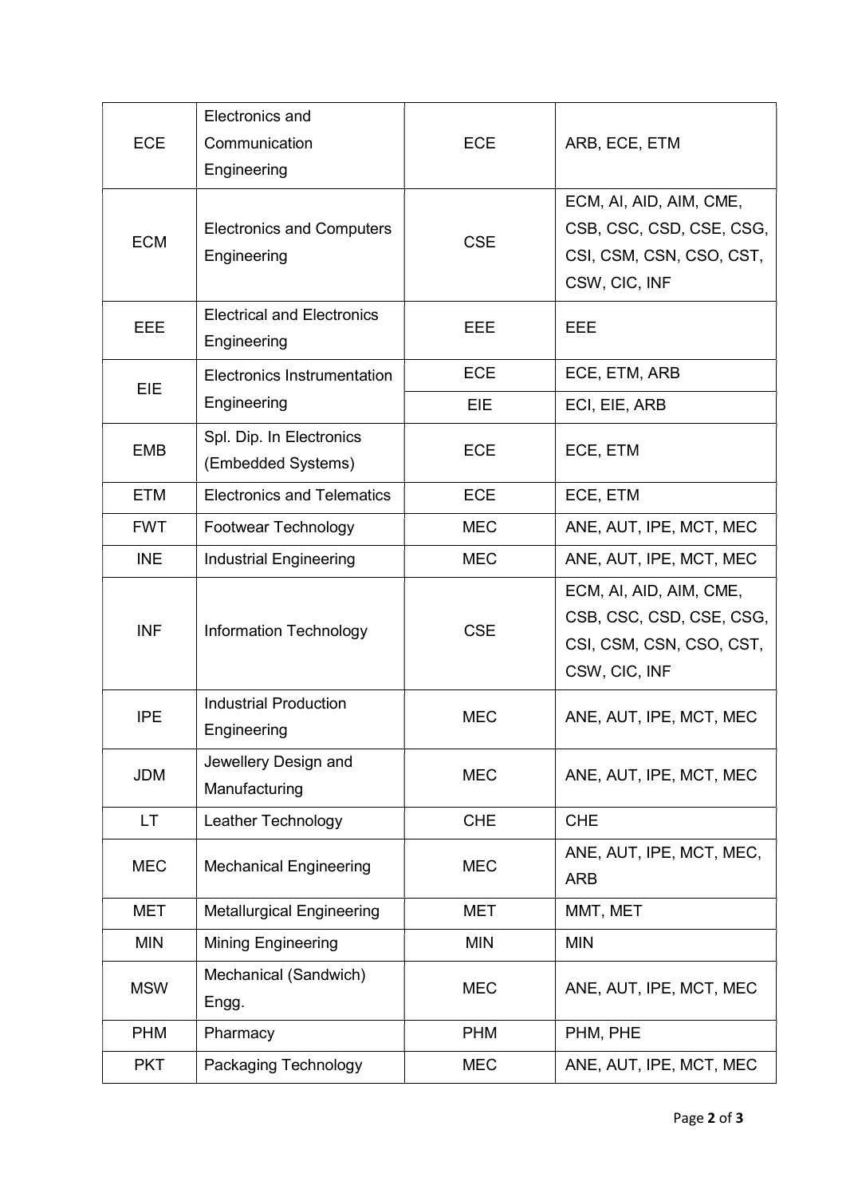| ECE | Electronics and Communication Engineering | ECE | ARB, ECE, ETM |
|---|---|---|---|
| ECM | Electronics and Computers Engineering | CSE | ECM, AI, AID, AIM, CME, CSB, CSC, CSD, CSE, CSG, CSI, CSM, CSN, CSO, CST, CSW, CIC, INF |
| EEE | Electrical and Electronics Engineering | EEE | EEE |
| EIE | Electronics Instrumentation Engineering | ECE | ECE, ETM, ARB |
| | | EIE | ECI, EIE, ARB |
| EMB | Spl. Dip. In Electronics (Embedded Systems) | ECE | ECE, ETM |
| ETM | Electronics and Telematics | ECE | ECE, ETM |
| FWT | Footwear Technology | MEC | ANE, AUT, IPE, MCT, MEC |
| INE | Industrial Engineering | MEC | ANE, AUT, IPE, MCT, MEC |
| INF | Information Technology | CSE | ECM, AI, AID, AIM, CME, CSB, CSC, CSD, CSE, CSG, CSI, CSM, CSN, CSO, CST, CSW, CIC, INF |
| IPE | Industrial Production Engineering | MEC | ANE, AUT, IPE, MCT, MEC |
| JDM | Jewellery Design and Manufacturing | MEC | ANE, AUT, IPE, MCT, MEC |
| LT | Leather Technology | CHE | CHE |
| MEC | Mechanical Engineering | MEC | ANE, AUT, IPE, MCT, MEC, ARB |
| MET | Metallurgical Engineering | MET | MMT, MET |
| MIN | Mining Engineering | MIN | MIN |
| MSW | Mechanical (Sandwich) Engg. | MEC | ANE, AUT, IPE, MCT, MEC |
| PHM | Pharmacy | PHM | PHM, PHE |
| PKT | Packaging Technology | MEC | ANE, AUT, IPE, MCT, MEC |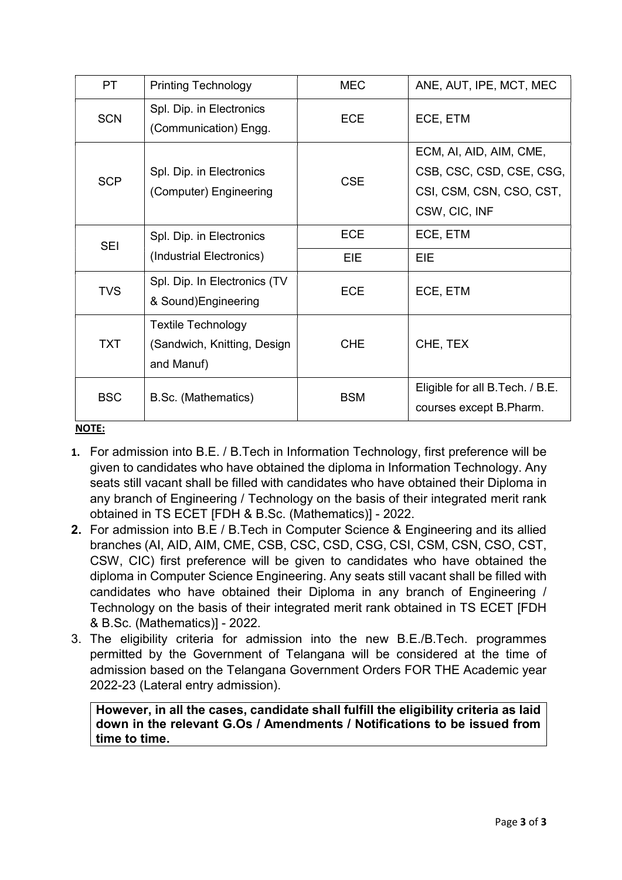| | | | |
|---|---|---|---|
| PT | Printing Technology | MEC | ANE, AUT, IPE, MCT, MEC |
| SCN | Spl. Dip. in Electronics (Communication) Engg. | ECE | ECE, ETM |
| SCP | Spl. Dip. in Electronics (Computer) Engineering | CSE | ECM, AI, AID, AIM, CME, CSB, CSC, CSD, CSE, CSG, CSI, CSM, CSN, CSO, CST, CSW, CIC, INF |
| SEI | Spl. Dip. in Electronics (Industrial Electronics) | ECE | ECE, ETM |
| | | EIE | EIE |
| TVS | Spl. Dip. In Electronics (TV & Sound)Engineering | ECE | ECE, ETM |
| TXT | Textile Technology (Sandwich, Knitting, Design and Manuf) | CHE | CHE, TEX |
| BSC | B.Sc. (Mathematics) | BSM | Eligible for all B.Tech. / B.E. courses except B.Pharm. |

**NOTE:**

1. For admission into B.E. / B.Tech in Information Technology, first preference will be given to candidates who have obtained the diploma in Information Technology. Any seats still vacant shall be filled with candidates who have obtained their Diploma in any branch of Engineering / Technology on the basis of their integrated merit rank obtained in TS ECET [FDH & B.Sc. (Mathematics)] - 2022.
2. For admission into B.E / B.Tech in Computer Science & Engineering and its allied branches (AI, AID, AIM, CME, CSB, CSC, CSD, CSG, CSI, CSM, CSN, CSO, CST, CSW, CIC) first preference will be given to candidates who have obtained the diploma in Computer Science Engineering. Any seats still vacant shall be filled with candidates who have obtained their Diploma in any branch of Engineering / Technology on the basis of their integrated merit rank obtained in TS ECET [FDH & B.Sc. (Mathematics)] - 2022.
3. The eligibility criteria for admission into the new B.E./B.Tech. programmes permitted by the Government of Telangana will be considered at the time of admission based on the Telangana Government Orders FOR THE Academic year 2022-23 (Lateral entry admission).

**However, in all the cases, candidate shall fulfill the eligibility criteria as laid down in the relevant G.Os / Amendments / Notifications to be issued from time to time.**